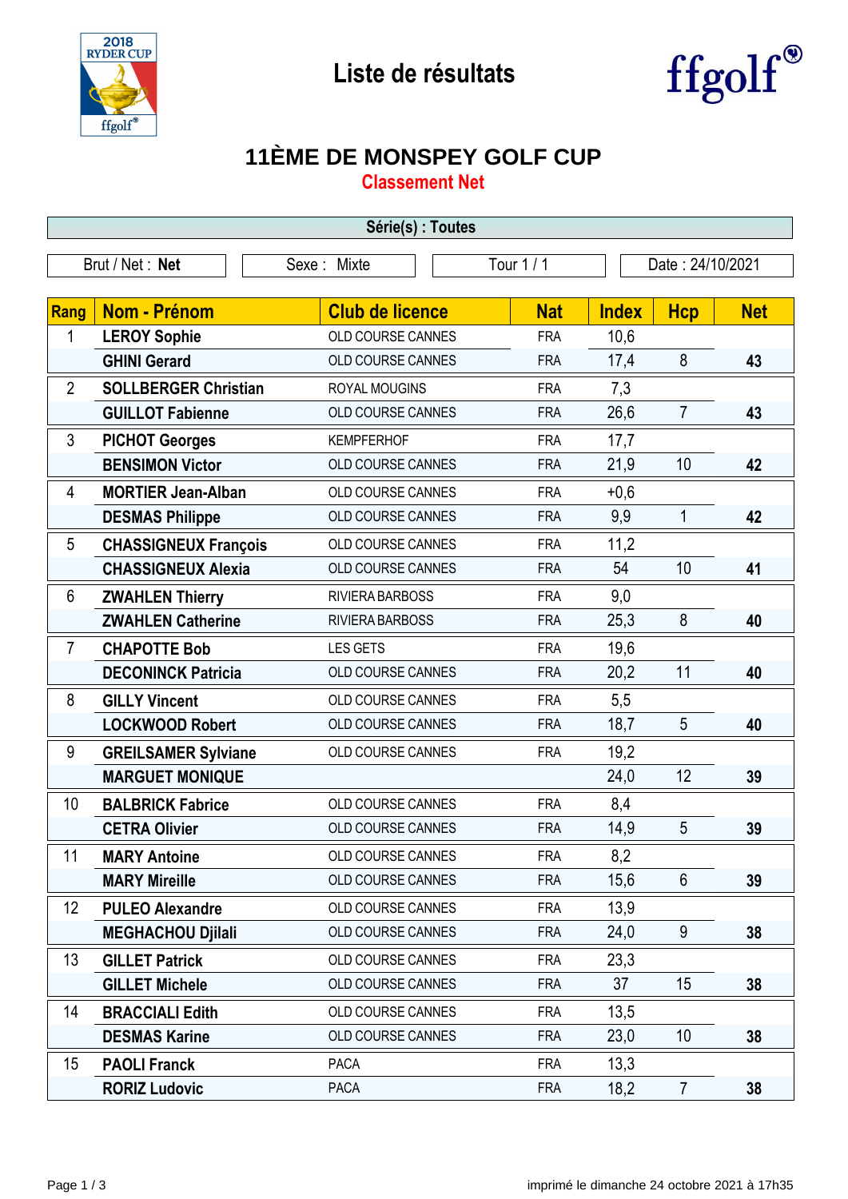# Liste de résultats

## 11ÈME DE MONSPEY GOLF CUP

### Classement Net

**Série(s) : Toutes**

| Brut / Net : **Net** | Sexe : Mixte | Tour 1 / 1 | Date : 24/10/2021 |
|---|---|---|---|

| Rang | Nom - Prénom | Club de licence | Nat | Index | Hcp | Net |
|---|---|---|---|---|---|---|
| 1 | **LEROY Sophie** | OLD COURSE CANNES | FRA | 10,6 | | |
| | **GHINI Gerard** | OLD COURSE CANNES | FRA | 17,4 | 8 | **43** |
| 2 | **SOLLBERGER Christian** | ROYAL MOUGINS | FRA | 7,3 | | |
| | **GUILLOT Fabienne** | OLD COURSE CANNES | FRA | 26,6 | 7 | **43** |
| 3 | **PICHOT Georges** | KEMPFERHOF | FRA | 17,7 | | |
| | **BENSIMON Victor** | OLD COURSE CANNES | FRA | 21,9 | 10 | **42** |
| 4 | **MORTIER Jean-Alban** | OLD COURSE CANNES | FRA | +0,6 | | |
| | **DESMAS Philippe** | OLD COURSE CANNES | FRA | 9,9 | 1 | **42** |
| 5 | **CHASSIGNEUX François** | OLD COURSE CANNES | FRA | 11,2 | | |
| | **CHASSIGNEUX Alexia** | OLD COURSE CANNES | FRA | 54 | 10 | **41** |
| 6 | **ZWAHLEN Thierry** | RIVIERA BARBOSS | FRA | 9,0 | | |
| | **ZWAHLEN Catherine** | RIVIERA BARBOSS | FRA | 25,3 | 8 | **40** |
| 7 | **CHAPOTTE Bob** | LES GETS | FRA | 19,6 | | |
| | **DECONINCK Patricia** | OLD COURSE CANNES | FRA | 20,2 | 11 | **40** |
| 8 | **GILLY Vincent** | OLD COURSE CANNES | FRA | 5,5 | | |
| | **LOCKWOOD Robert** | OLD COURSE CANNES | FRA | 18,7 | 5 | **40** |
| 9 | **GREILSAMER Sylviane** | OLD COURSE CANNES | FRA | 19,2 | | |
| | **MARGUET MONIQUE** | | | 24,0 | 12 | **39** |
| 10 | **BALBRICK Fabrice** | OLD COURSE CANNES | FRA | 8,4 | | |
| | **CETRA Olivier** | OLD COURSE CANNES | FRA | 14,9 | 5 | **39** |
| 11 | **MARY Antoine** | OLD COURSE CANNES | FRA | 8,2 | | |
| | **MARY Mireille** | OLD COURSE CANNES | FRA | 15,6 | 6 | **39** |
| 12 | **PULEO Alexandre** | OLD COURSE CANNES | FRA | 13,9 | | |
| | **MEGHACHOU Djilali** | OLD COURSE CANNES | FRA | 24,0 | 9 | **38** |
| 13 | **GILLET Patrick** | OLD COURSE CANNES | FRA | 23,3 | | |
| | **GILLET Michele** | OLD COURSE CANNES | FRA | 37 | 15 | **38** |
| 14 | **BRACCIALI Edith** | OLD COURSE CANNES | FRA | 13,5 | | |
| | **DESMAS Karine** | OLD COURSE CANNES | FRA | 23,0 | 10 | **38** |
| 15 | **PAOLI Franck** | PACA | FRA | 13,3 | | |
| | **RORIZ Ludovic** | PACA | FRA | 18,2 | 7 | **38** |

imprimé le dimanche 24 octobre 2021 à 17h35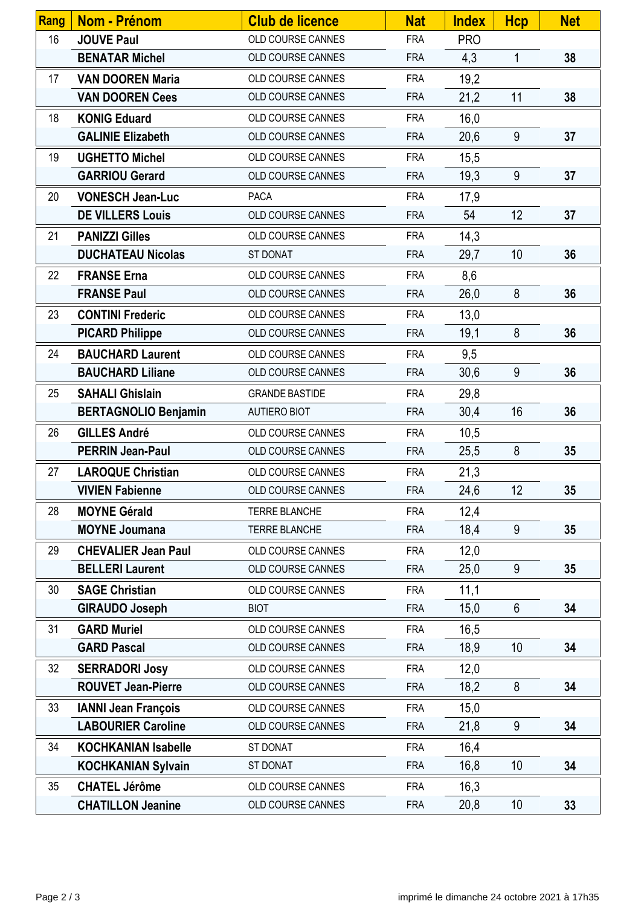| Rang | Nom - Prénom | Club de licence | Nat | Index | Hcp | Net |
|---|---|---|---|---|---|---|
| 16 | **JOUVE Paul** | OLD COURSE CANNES | FRA | PRO | | |
| | **BENATAR Michel** | OLD COURSE CANNES | FRA | 4,3 | 1 | **38** |
| 17 | **VAN DOOREN Maria** | OLD COURSE CANNES | FRA | 19,2 | | |
| | **VAN DOOREN Cees** | OLD COURSE CANNES | FRA | 21,2 | 11 | **38** |
| 18 | **KONIG Eduard** | OLD COURSE CANNES | FRA | 16,0 | | |
| | **GALINIE Elizabeth** | OLD COURSE CANNES | FRA | 20,6 | 9 | **37** |
| 19 | **UGHETTO Michel** | OLD COURSE CANNES | FRA | 15,5 | | |
| | **GARRIOU Gerard** | OLD COURSE CANNES | FRA | 19,3 | 9 | **37** |
| 20 | **VONESCH Jean-Luc** | PACA | FRA | 17,9 | | |
| | **DE VILLERS Louis** | OLD COURSE CANNES | FRA | 54 | 12 | **37** |
| 21 | **PANIZZI Gilles** | OLD COURSE CANNES | FRA | 14,3 | | |
| | **DUCHATEAU Nicolas** | ST DONAT | FRA | 29,7 | 10 | **36** |
| 22 | **FRANSE Erna** | OLD COURSE CANNES | FRA | 8,6 | | |
| | **FRANSE Paul** | OLD COURSE CANNES | FRA | 26,0 | 8 | **36** |
| 23 | **CONTINI Frederic** | OLD COURSE CANNES | FRA | 13,0 | | |
| | **PICARD Philippe** | OLD COURSE CANNES | FRA | 19,1 | 8 | **36** |
| 24 | **BAUCHARD Laurent** | OLD COURSE CANNES | FRA | 9,5 | | |
| | **BAUCHARD Liliane** | OLD COURSE CANNES | FRA | 30,6 | 9 | **36** |
| 25 | **SAHALI Ghislain** | GRANDE BASTIDE | FRA | 29,8 | | |
| | **BERTAGNOLIO Benjamin** | AUTIERO BIOT | FRA | 30,4 | 16 | **36** |
| 26 | **GILLES André** | OLD COURSE CANNES | FRA | 10,5 | | |
| | **PERRIN Jean-Paul** | OLD COURSE CANNES | FRA | 25,5 | 8 | **35** |
| 27 | **LAROQUE Christian** | OLD COURSE CANNES | FRA | 21,3 | | |
| | **VIVIEN Fabienne** | OLD COURSE CANNES | FRA | 24,6 | 12 | **35** |
| 28 | **MOYNE Gérald** | TERRE BLANCHE | FRA | 12,4 | | |
| | **MOYNE Joumana** | TERRE BLANCHE | FRA | 18,4 | 9 | **35** |
| 29 | **CHEVALIER Jean Paul** | OLD COURSE CANNES | FRA | 12,0 | | |
| | **BELLERI Laurent** | OLD COURSE CANNES | FRA | 25,0 | 9 | **35** |
| 30 | **SAGE Christian** | OLD COURSE CANNES | FRA | 11,1 | | |
| | **GIRAUDO Joseph** | BIOT | FRA | 15,0 | 6 | **34** |
| 31 | **GARD Muriel** | OLD COURSE CANNES | FRA | 16,5 | | |
| | **GARD Pascal** | OLD COURSE CANNES | FRA | 18,9 | 10 | **34** |
| 32 | **SERRADORI Josy** | OLD COURSE CANNES | FRA | 12,0 | | |
| | **ROUVET Jean-Pierre** | OLD COURSE CANNES | FRA | 18,2 | 8 | **34** |
| 33 | **IANNI Jean François** | OLD COURSE CANNES | FRA | 15,0 | | |
| | **LABOURIER Caroline** | OLD COURSE CANNES | FRA | 21,8 | 9 | **34** |
| 34 | **KOCHKANIAN Isabelle** | ST DONAT | FRA | 16,4 | | |
| | **KOCHKANIAN Sylvain** | ST DONAT | FRA | 16,8 | 10 | **34** |
| 35 | **CHATEL Jérôme** | OLD COURSE CANNES | FRA | 16,3 | | |
| | **CHATILLON Jeanine** | OLD COURSE CANNES | FRA | 20,8 | 10 | **33** |

imprimé le dimanche 24 octobre 2021 à 17h35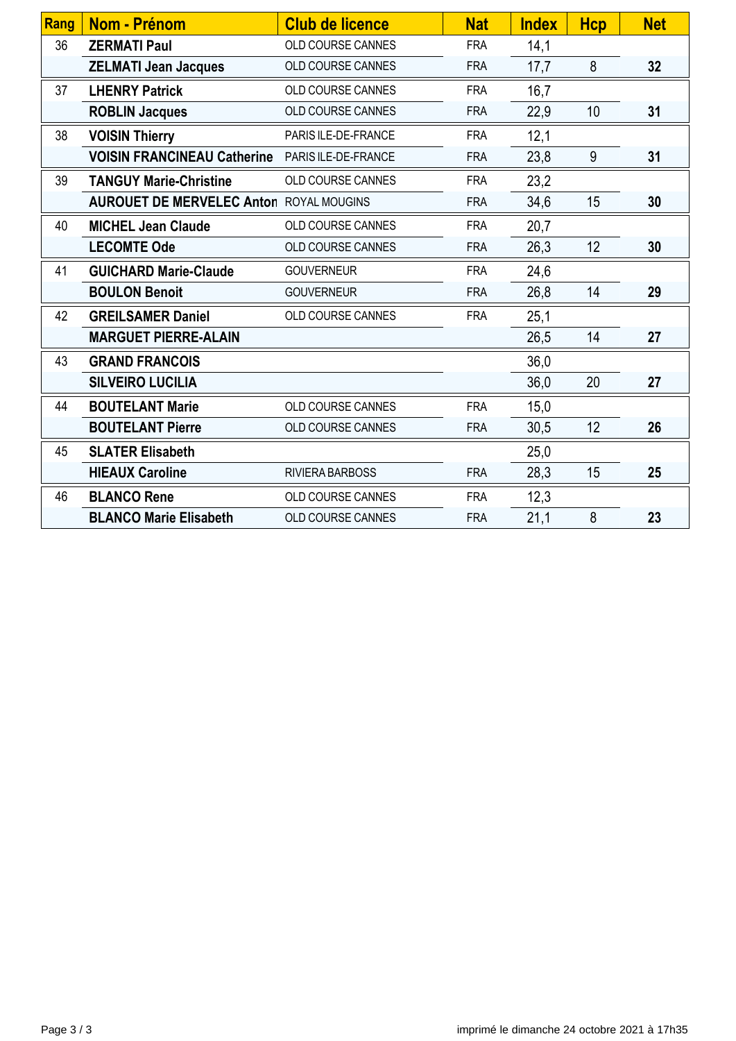| Rang | Nom - Prénom | Club de licence | Nat | Index | Hcp | Net |
|---|---|---|---|---|---|---|
| 36 | **ZERMATI Paul** | OLD COURSE CANNES | FRA | 14,1 | | |
| | **ZELMATI Jean Jacques** | OLD COURSE CANNES | FRA | 17,7 | 8 | **32** |
| 37 | **LHENRY Patrick** | OLD COURSE CANNES | FRA | 16,7 | | |
| | **ROBLIN Jacques** | OLD COURSE CANNES | FRA | 22,9 | 10 | **31** |
| 38 | **VOISIN Thierry** | PARIS ILE-DE-FRANCE | FRA | 12,1 | | |
| | **VOISIN FRANCINEAU Catherine** | PARIS ILE-DE-FRANCE | FRA | 23,8 | 9 | **31** |
| 39 | **TANGUY Marie-Christine** | OLD COURSE CANNES | FRA | 23,2 | | |
| | **AUROUET DE MERVELEC Anton** | ROYAL MOUGINS | FRA | 34,6 | 15 | **30** |
| 40 | **MICHEL Jean Claude** | OLD COURSE CANNES | FRA | 20,7 | | |
| | **LECOMTE Ode** | OLD COURSE CANNES | FRA | 26,3 | 12 | **30** |
| 41 | **GUICHARD Marie-Claude** | GOUVERNEUR | FRA | 24,6 | | |
| | **BOULON Benoit** | GOUVERNEUR | FRA | 26,8 | 14 | **29** |
| 42 | **GREILSAMER Daniel** | OLD COURSE CANNES | FRA | 25,1 | | |
| | **MARGUET PIERRE-ALAIN** | | | 26,5 | 14 | **27** |
| 43 | **GRAND FRANCOIS** | | | 36,0 | | |
| | **SILVEIRO LUCILIA** | | | 36,0 | 20 | **27** |
| 44 | **BOUTELANT Marie** | OLD COURSE CANNES | FRA | 15,0 | | |
| | **BOUTELANT Pierre** | OLD COURSE CANNES | FRA | 30,5 | 12 | **26** |
| 45 | **SLATER Elisabeth** | | | 25,0 | | |
| | **HIEAUX Caroline** | RIVIERA BARBOSS | FRA | 28,3 | 15 | **25** |
| 46 | **BLANCO Rene** | OLD COURSE CANNES | FRA | 12,3 | | |
| | **BLANCO Marie Elisabeth** | OLD COURSE CANNES | FRA | 21,1 | 8 | **23** |

imprimé le dimanche 24 octobre 2021 à 17h35